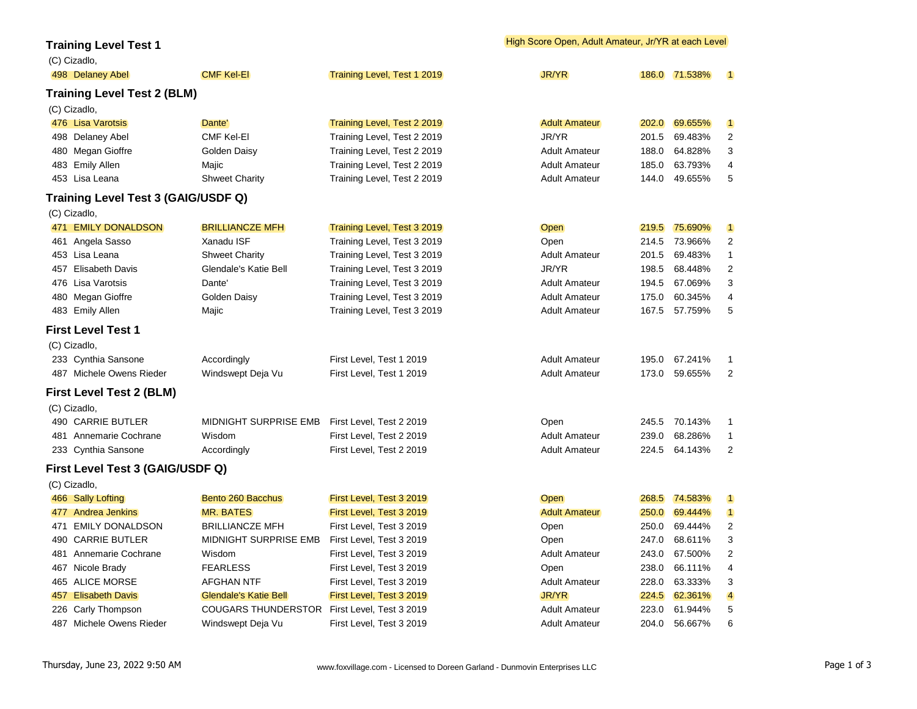High Score Open, Adult Amateur, Jr/YR at each Level

## Training Level Test 1

(C) Cizadlo,

| No. | Rider | Horse | Test | Division | Score | % | Place |
|---|---|---|---|---|---|---|---|
| 498 | Delaney Abel | CMF Kel-El | Training Level, Test 1 2019 | JR/YR | 186.0 | 71.538% | 1 |

## Training Level Test 2 (BLM)

(C) Cizadlo,

| No. | Rider | Horse | Test | Division | Score | % | Place |
|---|---|---|---|---|---|---|---|
| 476 | Lisa Varotsis | Dante' | Training Level, Test 2 2019 | Adult Amateur | 202.0 | 69.655% | 1 |
| 498 | Delaney Abel | CMF Kel-El | Training Level, Test 2 2019 | JR/YR | 201.5 | 69.483% | 2 |
| 480 | Megan Gioffre | Golden Daisy | Training Level, Test 2 2019 | Adult Amateur | 188.0 | 64.828% | 3 |
| 483 | Emily Allen | Majic | Training Level, Test 2 2019 | Adult Amateur | 185.0 | 63.793% | 4 |
| 453 | Lisa Leana | Shweet Charity | Training Level, Test 2 2019 | Adult Amateur | 144.0 | 49.655% | 5 |

## Training Level Test 3 (GAIG/USDF Q)

(C) Cizadlo,

| No. | Rider | Horse | Test | Division | Score | % | Place |
|---|---|---|---|---|---|---|---|
| 471 | EMILY DONALDSON | BRILLIANCZE MFH | Training Level, Test 3 2019 | Open | 219.5 | 75.690% | 1 |
| 461 | Angela Sasso | Xanadu ISF | Training Level, Test 3 2019 | Open | 214.5 | 73.966% | 2 |
| 453 | Lisa Leana | Shweet Charity | Training Level, Test 3 2019 | Adult Amateur | 201.5 | 69.483% | 1 |
| 457 | Elisabeth Davis | Glendale's Katie Bell | Training Level, Test 3 2019 | JR/YR | 198.5 | 68.448% | 2 |
| 476 | Lisa Varotsis | Dante' | Training Level, Test 3 2019 | Adult Amateur | 194.5 | 67.069% | 3 |
| 480 | Megan Gioffre | Golden Daisy | Training Level, Test 3 2019 | Adult Amateur | 175.0 | 60.345% | 4 |
| 483 | Emily Allen | Majic | Training Level, Test 3 2019 | Adult Amateur | 167.5 | 57.759% | 5 |

## First Level Test 1

(C) Cizadlo,

| No. | Rider | Horse | Test | Division | Score | % | Place |
|---|---|---|---|---|---|---|---|
| 233 | Cynthia Sansone | Accordingly | First Level, Test 1 2019 | Adult Amateur | 195.0 | 67.241% | 1 |
| 487 | Michele Owens Rieder | Windswept Deja Vu | First Level, Test 1 2019 | Adult Amateur | 173.0 | 59.655% | 2 |

## First Level Test 2 (BLM)

(C) Cizadlo,

| No. | Rider | Horse | Test | Division | Score | % | Place |
|---|---|---|---|---|---|---|---|
| 490 | CARRIE BUTLER | MIDNIGHT SURPRISE EMB | First Level, Test 2 2019 | Open | 245.5 | 70.143% | 1 |
| 481 | Annemarie Cochrane | Wisdom | First Level, Test 2 2019 | Adult Amateur | 239.0 | 68.286% | 1 |
| 233 | Cynthia Sansone | Accordingly | First Level, Test 2 2019 | Adult Amateur | 224.5 | 64.143% | 2 |

## First Level Test 3 (GAIG/USDF Q)

(C) Cizadlo,

| No. | Rider | Horse | Test | Division | Score | % | Place |
|---|---|---|---|---|---|---|---|
| 466 | Sally Lofting | Bento 260 Bacchus | First Level, Test 3 2019 | Open | 268.5 | 74.583% | 1 |
| 477 | Andrea Jenkins | MR. BATES | First Level, Test 3 2019 | Adult Amateur | 250.0 | 69.444% | 1 |
| 471 | EMILY DONALDSON | BRILLIANCZE MFH | First Level, Test 3 2019 | Open | 250.0 | 69.444% | 2 |
| 490 | CARRIE BUTLER | MIDNIGHT SURPRISE EMB | First Level, Test 3 2019 | Open | 247.0 | 68.611% | 3 |
| 481 | Annemarie Cochrane | Wisdom | First Level, Test 3 2019 | Adult Amateur | 243.0 | 67.500% | 2 |
| 467 | Nicole Brady | FEARLESS | First Level, Test 3 2019 | Open | 238.0 | 66.111% | 4 |
| 465 | ALICE MORSE | AFGHAN NTF | First Level, Test 3 2019 | Adult Amateur | 228.0 | 63.333% | 3 |
| 457 | Elisabeth Davis | Glendale's Katie Bell | First Level, Test 3 2019 | JR/YR | 224.5 | 62.361% | 4 |
| 226 | Carly Thompson | COUGARS THUNDERSTOR | First Level, Test 3 2019 | Adult Amateur | 223.0 | 61.944% | 5 |
| 487 | Michele Owens Rieder | Windswept Deja Vu | First Level, Test 3 2019 | Adult Amateur | 204.0 | 56.667% | 6 |

Thursday, June 23, 2022 9:50 AM

www.foxvillage.com - Licensed to Doreen Garland - Dunmovin Enterprises LLC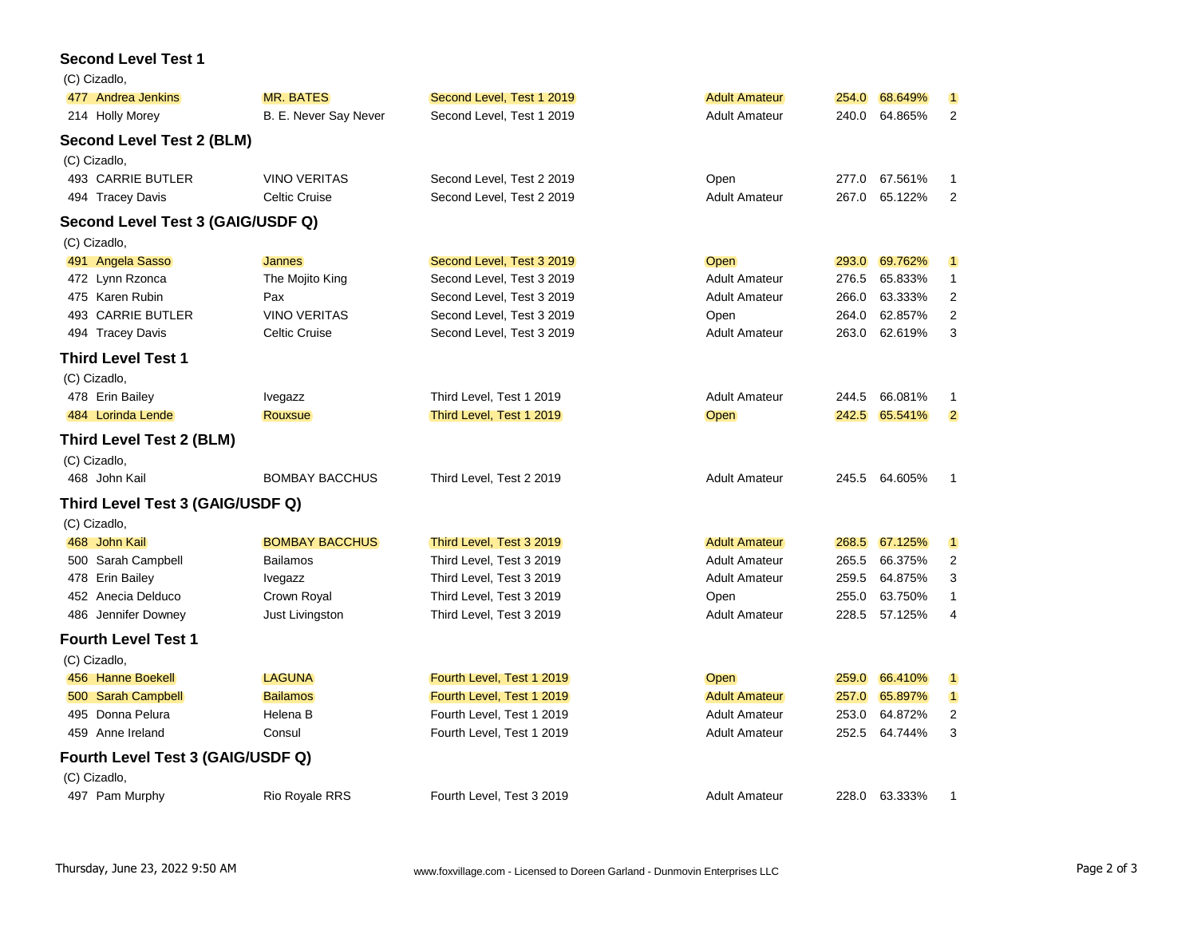### Second Level Test 1

(C) Cizadlo,

| No. | Rider | Horse | Test | Division | Score | Percent | Place |
|---|---|---|---|---|---|---|---|
| 477 | Andrea Jenkins | MR. BATES | Second Level, Test 1 2019 | Adult Amateur | 254.0 | 68.649% | 1 |
| 214 | Holly Morey | B. E. Never Say Never | Second Level, Test 1 2019 | Adult Amateur | 240.0 | 64.865% | 2 |

### Second Level Test 2 (BLM)

(C) Cizadlo,

| No. | Rider | Horse | Test | Division | Score | Percent | Place |
|---|---|---|---|---|---|---|---|
| 493 | CARRIE BUTLER | VINO VERITAS | Second Level, Test 2 2019 | Open | 277.0 | 67.561% | 1 |
| 494 | Tracey Davis | Celtic Cruise | Second Level, Test 2 2019 | Adult Amateur | 267.0 | 65.122% | 2 |

### Second Level Test 3 (GAIG/USDF Q)

(C) Cizadlo,

| No. | Rider | Horse | Test | Division | Score | Percent | Place |
|---|---|---|---|---|---|---|---|
| 491 | Angela Sasso | Jannes | Second Level, Test 3 2019 | Open | 293.0 | 69.762% | 1 |
| 472 | Lynn Rzonca | The Mojito King | Second Level, Test 3 2019 | Adult Amateur | 276.5 | 65.833% | 1 |
| 475 | Karen Rubin | Pax | Second Level, Test 3 2019 | Adult Amateur | 266.0 | 63.333% | 2 |
| 493 | CARRIE BUTLER | VINO VERITAS | Second Level, Test 3 2019 | Open | 264.0 | 62.857% | 2 |
| 494 | Tracey Davis | Celtic Cruise | Second Level, Test 3 2019 | Adult Amateur | 263.0 | 62.619% | 3 |

### Third Level Test 1

(C) Cizadlo,

| No. | Rider | Horse | Test | Division | Score | Percent | Place |
|---|---|---|---|---|---|---|---|
| 478 | Erin Bailey | Ivegazz | Third Level, Test 1 2019 | Adult Amateur | 244.5 | 66.081% | 1 |
| 484 | Lorinda Lende | Rouxsue | Third Level, Test 1 2019 | Open | 242.5 | 65.541% | 2 |

### Third Level Test 2 (BLM)

(C) Cizadlo,

| No. | Rider | Horse | Test | Division | Score | Percent | Place |
|---|---|---|---|---|---|---|---|
| 468 | John Kail | BOMBAY BACCHUS | Third Level, Test 2 2019 | Adult Amateur | 245.5 | 64.605% | 1 |

### Third Level Test 3 (GAIG/USDF Q)

(C) Cizadlo,

| No. | Rider | Horse | Test | Division | Score | Percent | Place |
|---|---|---|---|---|---|---|---|
| 468 | John Kail | BOMBAY BACCHUS | Third Level, Test 3 2019 | Adult Amateur | 268.5 | 67.125% | 1 |
| 500 | Sarah Campbell | Bailamos | Third Level, Test 3 2019 | Adult Amateur | 265.5 | 66.375% | 2 |
| 478 | Erin Bailey | Ivegazz | Third Level, Test 3 2019 | Adult Amateur | 259.5 | 64.875% | 3 |
| 452 | Anecia Delduco | Crown Royal | Third Level, Test 3 2019 | Open | 255.0 | 63.750% | 1 |
| 486 | Jennifer Downey | Just Livingston | Third Level, Test 3 2019 | Adult Amateur | 228.5 | 57.125% | 4 |

### Fourth Level Test 1

(C) Cizadlo,

| No. | Rider | Horse | Test | Division | Score | Percent | Place |
|---|---|---|---|---|---|---|---|
| 456 | Hanne Boekell | LAGUNA | Fourth Level, Test 1 2019 | Open | 259.0 | 66.410% | 1 |
| 500 | Sarah Campbell | Bailamos | Fourth Level, Test 1 2019 | Adult Amateur | 257.0 | 65.897% | 1 |
| 495 | Donna Pelura | Helena B | Fourth Level, Test 1 2019 | Adult Amateur | 253.0 | 64.872% | 2 |
| 459 | Anne Ireland | Consul | Fourth Level, Test 1 2019 | Adult Amateur | 252.5 | 64.744% | 3 |

### Fourth Level Test 3 (GAIG/USDF Q)

(C) Cizadlo,

| No. | Rider | Horse | Test | Division | Score | Percent | Place |
|---|---|---|---|---|---|---|---|
| 497 | Pam Murphy | Rio Royale RRS | Fourth Level, Test 3 2019 | Adult Amateur | 228.0 | 63.333% | 1 |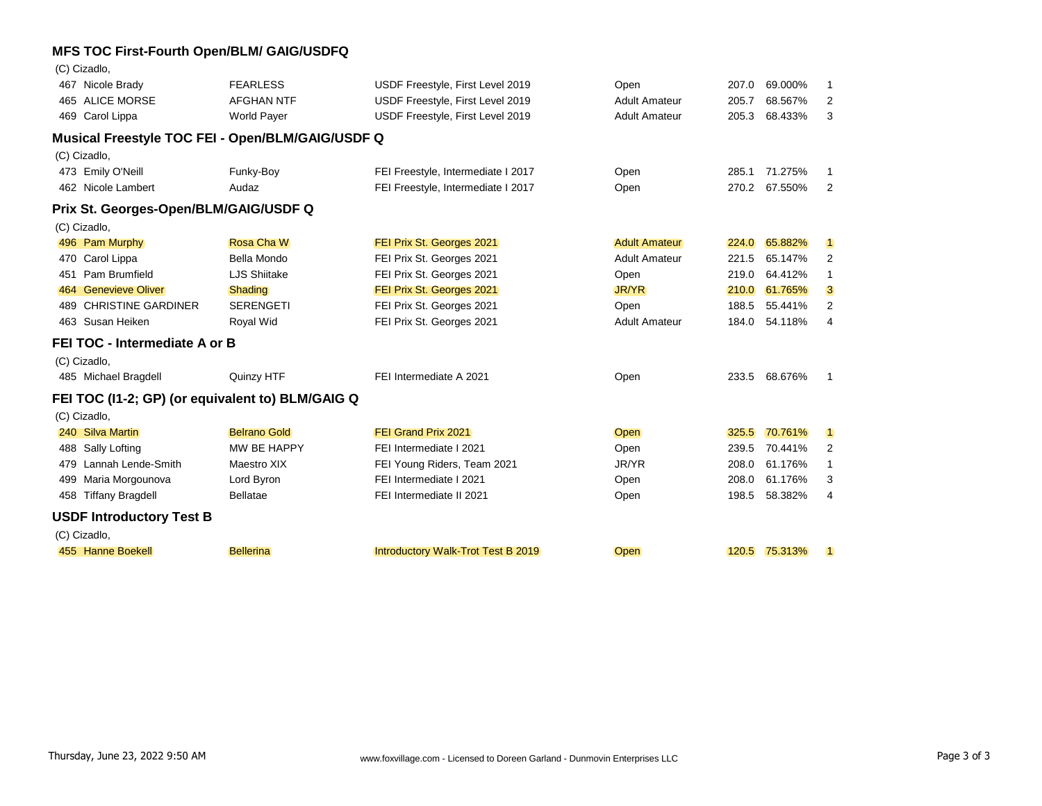### MFS TOC First-Fourth Open/BLM/ GAIG/USDFQ

(C) Cizadlo,

| | | | | | | | |
|---|---|---|---|---|---|---|---|
| 467 | Nicole Brady | FEARLESS | USDF Freestyle, First Level 2019 | Open | 207.0 | 69.000% | 1 |
| 465 | ALICE MORSE | AFGHAN NTF | USDF Freestyle, First Level 2019 | Adult Amateur | 205.7 | 68.567% | 2 |
| 469 | Carol Lippa | World Payer | USDF Freestyle, First Level 2019 | Adult Amateur | 205.3 | 68.433% | 3 |

### Musical Freestyle TOC FEI - Open/BLM/GAIG/USDF Q

(C) Cizadlo,

| | | | | | | | |
|---|---|---|---|---|---|---|---|
| 473 | Emily O'Neill | Funky-Boy | FEI Freestyle, Intermediate I 2017 | Open | 285.1 | 71.275% | 1 |
| 462 | Nicole Lambert | Audaz | FEI Freestyle, Intermediate I 2017 | Open | 270.2 | 67.550% | 2 |

### Prix St. Georges-Open/BLM/GAIG/USDF Q

(C) Cizadlo,

| | | | | | | | |
|---|---|---|---|---|---|---|---|
| 496 | Pam Murphy | Rosa Cha W | FEI Prix St. Georges 2021 | Adult Amateur | 224.0 | 65.882% | 1 |
| 470 | Carol Lippa | Bella Mondo | FEI Prix St. Georges 2021 | Adult Amateur | 221.5 | 65.147% | 2 |
| 451 | Pam Brumfield | LJS Shiitake | FEI Prix St. Georges 2021 | Open | 219.0 | 64.412% | 1 |
| 464 | Genevieve Oliver | Shading | FEI Prix St. Georges 2021 | JR/YR | 210.0 | 61.765% | 3 |
| 489 | CHRISTINE GARDINER | SERENGETI | FEI Prix St. Georges 2021 | Open | 188.5 | 55.441% | 2 |
| 463 | Susan Heiken | Royal Wid | FEI Prix St. Georges 2021 | Adult Amateur | 184.0 | 54.118% | 4 |

### FEI TOC - Intermediate A or B

(C) Cizadlo,

| | | | | | | | |
|---|---|---|---|---|---|---|---|
| 485 | Michael Bragdell | Quinzy HTF | FEI Intermediate A 2021 | Open | 233.5 | 68.676% | 1 |

### FEI TOC (I1-2; GP) (or equivalent to) BLM/GAIG Q

(C) Cizadlo,

| | | | | | | | |
|---|---|---|---|---|---|---|---|
| 240 | Silva Martin | Belrano Gold | FEI Grand Prix 2021 | Open | 325.5 | 70.761% | 1 |
| 488 | Sally Lofting | MW BE HAPPY | FEI Intermediate I 2021 | Open | 239.5 | 70.441% | 2 |
| 479 | Lannah Lende-Smith | Maestro XIX | FEI Young Riders, Team 2021 | JR/YR | 208.0 | 61.176% | 1 |
| 499 | Maria Morgounova | Lord Byron | FEI Intermediate I 2021 | Open | 208.0 | 61.176% | 3 |
| 458 | Tiffany Bragdell | Bellatae | FEI Intermediate II 2021 | Open | 198.5 | 58.382% | 4 |

### USDF Introductory Test B

(C) Cizadlo,

| | | | | | | | |
|---|---|---|---|---|---|---|---|
| 455 | Hanne Boekell | Bellerina | Introductory Walk-Trot Test B 2019 | Open | 120.5 | 75.313% | 1 |